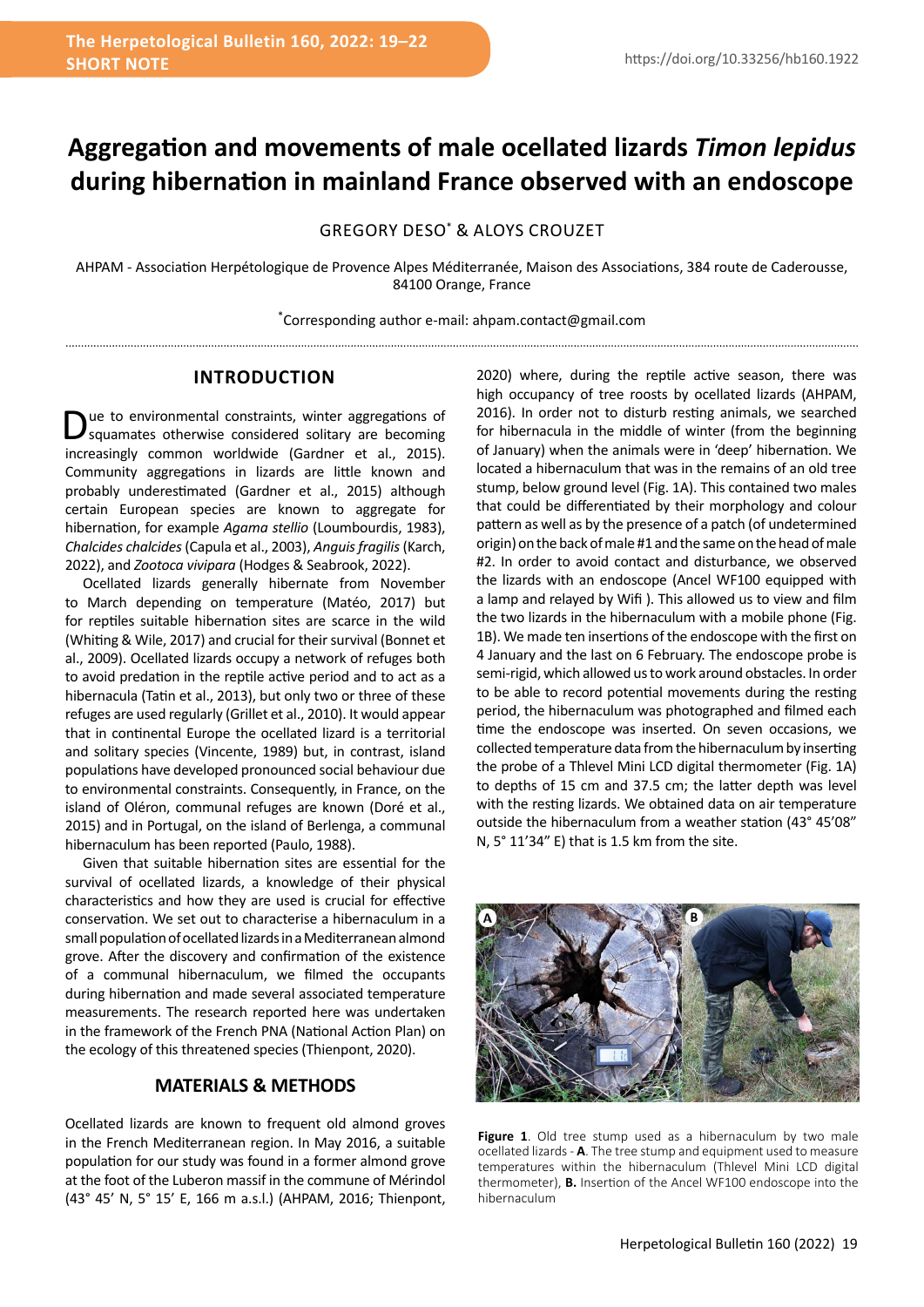# Aggregation and movements of male ocellated lizards *Timon lepidus* during hibernation in mainland France observed with an endoscope

GREGORY DESO[*] & ALOYS CROUZET

AHPAM - Association Herpétologique de Provence Alpes Méditerranée, Maison des Associations, 384 route de Caderousse, 84100 Orange, France

[*]Corresponding author e-mail: ahpam.contact@gmail.com

## INTRODUCTION

Due to environmental constraints, winter aggregations of squamates otherwise considered solitary are becoming increasingly common worldwide (Gardner et al., 2015). Community aggregations in lizards are little known and probably underestimated (Gardner et al., 2015) although certain European species are known to aggregate for hibernation, for example *Agama stellio* (Loumbourdis, 1983), *Chalcides chalcides* (Capula et al., 2003), *Anguis fragilis* (Karch, 2022), and *Zootoca vivipara* (Hodges & Seabrook, 2022).

Ocellated lizards generally hibernate from November to March depending on temperature (Matéo, 2017) but for reptiles suitable hibernation sites are scarce in the wild (Whiting & Wile, 2017) and crucial for their survival (Bonnet et al., 2009). Ocellated lizards occupy a network of refuges both to avoid predation in the reptile active period and to act as a hibernacula (Tatin et al., 2013), but only two or three of these refuges are used regularly (Grillet et al., 2010). It would appear that in continental Europe the ocellated lizard is a territorial and solitary species (Vincente, 1989) but, in contrast, island populations have developed pronounced social behaviour due to environmental constraints. Consequently, in France, on the island of Oléron, communal refuges are known (Doré et al., 2015) and in Portugal, on the island of Berlenga, a communal hibernaculum has been reported (Paulo, 1988).

Given that suitable hibernation sites are essential for the survival of ocellated lizards, a knowledge of their physical characteristics and how they are used is crucial for effective conservation. We set out to characterise a hibernaculum in a small population of ocellated lizards in a Mediterranean almond grove. After the discovery and confirmation of the existence of a communal hibernaculum, we filmed the occupants during hibernation and made several associated temperature measurements. The research reported here was undertaken in the framework of the French PNA (National Action Plan) on the ecology of this threatened species (Thienpont, 2020).

## MATERIALS & METHODS

Ocellated lizards are known to frequent old almond groves in the French Mediterranean region. In May 2016, a suitable population for our study was found in a former almond grove at the foot of the Luberon massif in the commune of Mérindol (43° 45′ N, 5° 15′ E, 166 m a.s.l.) (AHPAM, 2016; Thienpont, 2020) where, during the reptile active season, there was high occupancy of tree roosts by ocellated lizards (AHPAM, 2016). In order not to disturb resting animals, we searched for hibernacula in the middle of winter (from the beginning of January) when the animals were in 'deep' hibernation. We located a hibernaculum that was in the remains of an old tree stump, below ground level (Fig. 1A). This contained two males that could be differentiated by their morphology and colour pattern as well as by the presence of a patch (of undetermined origin) on the back of male #1 and the same on the head of male #2. In order to avoid contact and disturbance, we observed the lizards with an endoscope (Ancel WF100 equipped with a lamp and relayed by Wifi ). This allowed us to view and film the two lizards in the hibernaculum with a mobile phone (Fig. 1B). We made ten insertions of the endoscope with the first on 4 January and the last on 6 February. The endoscope probe is semi-rigid, which allowed us to work around obstacles. In order to be able to record potential movements during the resting period, the hibernaculum was photographed and filmed each time the endoscope was inserted. On seven occasions, we collected temperature data from the hibernaculum by inserting the probe of a Thlevel Mini LCD digital thermometer (Fig. 1A) to depths of 15 cm and 37.5 cm; the latter depth was level with the resting lizards. We obtained data on air temperature outside the hibernaculum from a weather station (43° 45′08″ N, 5° 11′34″ E) that is 1.5 km from the site.

**Figure 1**. Old tree stump used as a hibernaculum by two male ocellated lizards - **A**. The tree stump and equipment used to measure temperatures within the hibernaculum (Thlevel Mini LCD digital thermometer), **B.** Insertion of the Ancel WF100 endoscope into the hibernaculum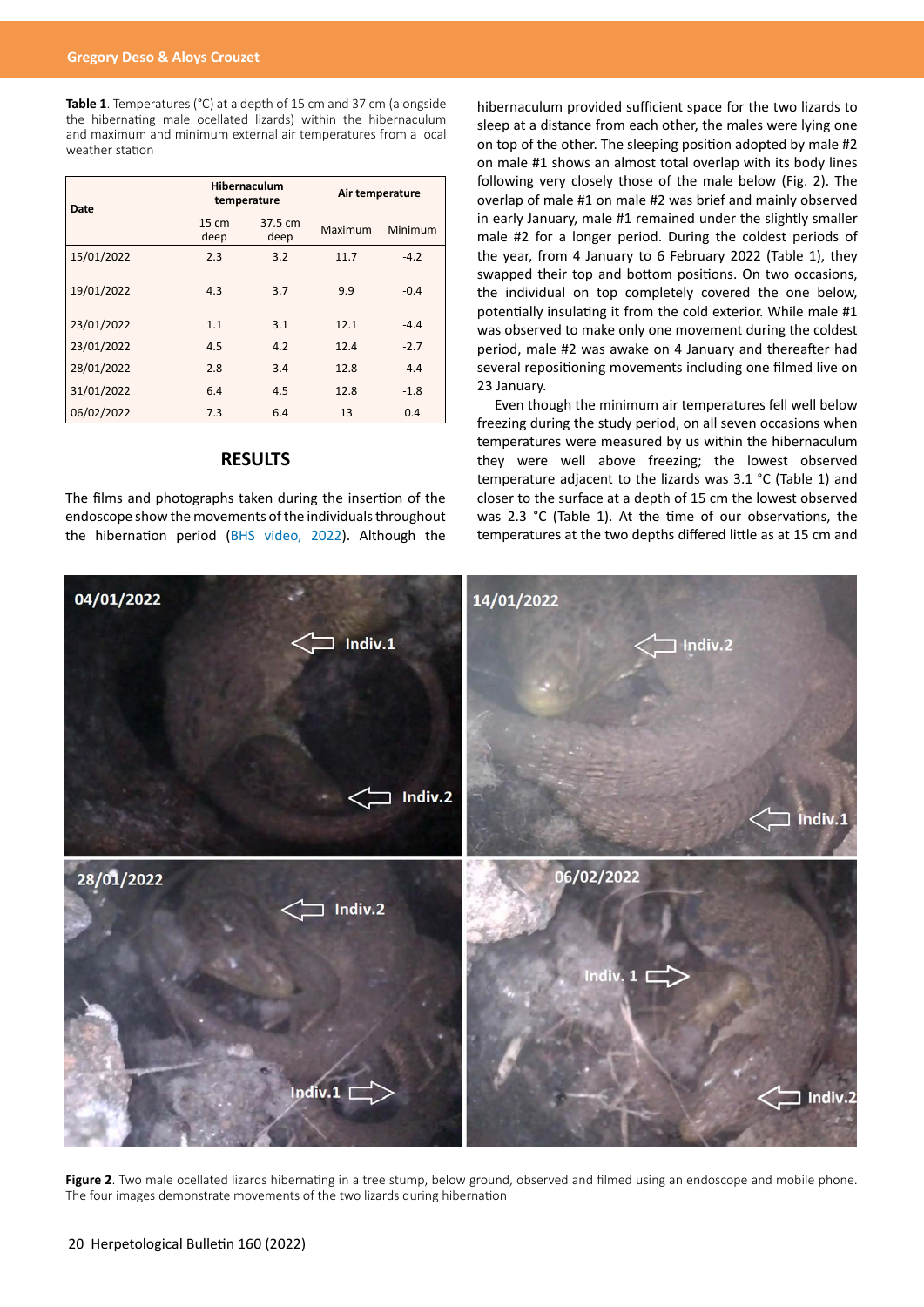**Table 1**. Temperatures (°C) at a depth of 15 cm and 37 cm (alongside the hibernating male ocellated lizards) within the hibernaculum and maximum and minimum external air temperatures from a local weather station

| Date | Hibernaculum temperature | | Air temperature | |
|---|---|---|---|---|
| | 15 cm deep | 37.5 cm deep | Maximum | Minimum |
| 15/01/2022 | 2.3 | 3.2 | 11.7 | -4.2 |
| 19/01/2022 | 4.3 | 3.7 | 9.9 | -0.4 |
| 23/01/2022 | 1.1 | 3.1 | 12.1 | -4.4 |
| 23/01/2022 | 4.5 | 4.2 | 12.4 | -2.7 |
| 28/01/2022 | 2.8 | 3.4 | 12.8 | -4.4 |
| 31/01/2022 | 6.4 | 4.5 | 12.8 | -1.8 |
| 06/02/2022 | 7.3 | 6.4 | 13 | 0.4 |

## RESULTS

The films and photographs taken during the insertion of the endoscope show the movements of the individuals throughout the hibernation period (BHS video, 2022). Although the hibernaculum provided sufficient space for the two lizards to sleep at a distance from each other, the males were lying one on top of the other. The sleeping position adopted by male #2 on male #1 shows an almost total overlap with its body lines following very closely those of the male below (Fig. 2). The overlap of male #1 on male #2 was brief and mainly observed in early January, male #1 remained under the slightly smaller male #2 for a longer period. During the coldest periods of the year, from 4 January to 6 February 2022 (Table 1), they swapped their top and bottom positions. On two occasions, the individual on top completely covered the one below, potentially insulating it from the cold exterior. While male #1 was observed to make only one movement during the coldest period, male #2 was awake on 4 January and thereafter had several repositioning movements including one filmed live on 23 January.

Even though the minimum air temperatures fell well below freezing during the study period, on all seven occasions when temperatures were measured by us within the hibernaculum they were well above freezing; the lowest observed temperature adjacent to the lizards was 3.1 °C (Table 1) and closer to the surface at a depth of 15 cm the lowest observed was 2.3 °C (Table 1). At the time of our observations, the temperatures at the two depths differed little as at 15 cm and

**Figure 2**. Two male ocellated lizards hibernating in a tree stump, below ground, observed and filmed using an endoscope and mobile phone. The four images demonstrate movements of the two lizards during hibernation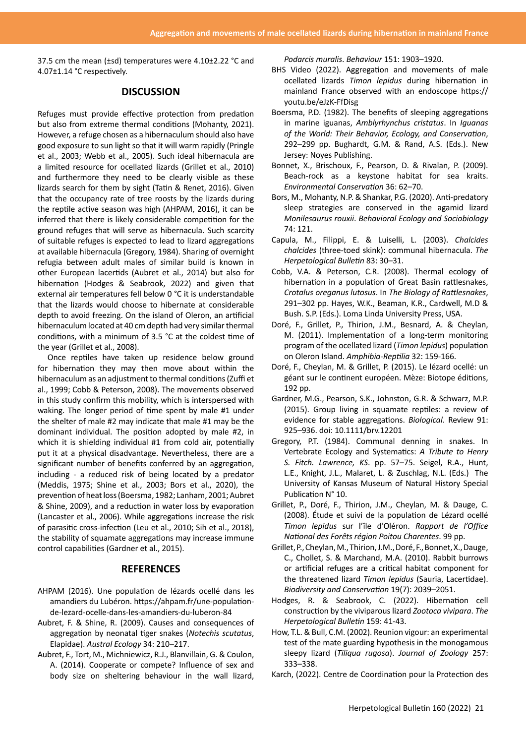37.5 cm the mean (±sd) temperatures were 4.10±2.22 °C and 4.07±1.14 °C respectively.

## DISCUSSION

Refuges must provide effective protection from predation but also from extreme thermal conditions (Mohanty, 2021). However, a refuge chosen as a hibernaculum should also have good exposure to sun light so that it will warm rapidly (Pringle et al., 2003; Webb et al., 2005). Such ideal hibernacula are a limited resource for ocellated lizards (Grillet et al., 2010) and furthermore they need to be clearly visible as these lizards search for them by sight (Tatin & Renet, 2016). Given that the occupancy rate of tree roosts by the lizards during the reptile active season was high (AHPAM, 2016), it can be inferred that there is likely considerable competition for the ground refuges that will serve as hibernacula. Such scarcity of suitable refuges is expected to lead to lizard aggregations at available hibernacula (Gregory, 1984). Sharing of overnight refugia between adult males of similar build is known in other European lacertids (Aubret et al., 2014) but also for hibernation (Hodges & Seabrook, 2022) and given that external air temperatures fell below 0 °C it is understandable that the lizards would choose to hibernate at considerable depth to avoid freezing. On the island of Oleron, an artificial hibernaculum located at 40 cm depth had very similar thermal conditions, with a minimum of 3.5 °C at the coldest time of the year (Grillet et al., 2008).

Once reptiles have taken up residence below ground for hibernation they may then move about within the hibernaculum as an adjustment to thermal conditions (Zuffi et al., 1999; Cobb & Peterson, 2008). The movements observed in this study confirm this mobility, which is interspersed with waking. The longer period of time spent by male #1 under the shelter of male #2 may indicate that male #1 may be the dominant individual. The position adopted by male #2, in which it is shielding individual #1 from cold air, potentially put it at a physical disadvantage. Nevertheless, there are a significant number of benefits conferred by an aggregation, including - a reduced risk of being located by a predator (Meddis, 1975; Shine et al., 2003; Bors et al., 2020), the prevention of heat loss (Boersma, 1982; Lanham, 2001; Aubret & Shine, 2009), and a reduction in water loss by evaporation (Lancaster et al., 2006). While aggregations increase the risk of parasitic cross-infection (Leu et al., 2010; Sih et al., 2018), the stability of squamate aggregations may increase immune control capabilities (Gardner et al., 2015).

## REFERENCES

AHPAM (2016). Une population de lézards ocellé dans les amandiers du Lubéron. https://ahpam.fr/une-population-de-lezard-ocelle-dans-les-amandiers-du-luberon-84

Aubret, F. & Shine, R. (2009). Causes and consequences of aggregation by neonatal tiger snakes (*Notechis scutatus*, Elapidae). *Austral Ecology* 34: 210–217.

Aubret, F., Tort, M., Michniewicz, R.J., Blanvillain, G. & Coulon, A. (2014). Cooperate or compete? Influence of sex and body size on sheltering behaviour in the wall lizard, *Podarcis muralis*. *Behaviour* 151: 1903–1920.

BHS Video (2022). Aggregation and movements of male ocellated lizards *Timon lepidus* during hibernation in mainland France observed with an endoscope https://youtu.be/eJzK-FfDisg

Boersma, P.D. (1982). The benefits of sleeping aggregations in marine iguanas, *Amblyrhynchus cristatus*. In *Iguanas of the World: Their Behavior, Ecology, and Conservation*, 292–299 pp. Bughardt, G.M. & Rand, A.S. (Eds.). New Jersey: Noyes Publishing.

Bonnet, X., Brischoux, F., Pearson, D. & Rivalan, P. (2009). Beach-rock as a keystone habitat for sea kraits. *Environmental Conservation* 36: 62–70.

Bors, M., Mohanty, N.P. & Shankar, P.G. (2020). Anti-predatory sleep strategies are conserved in the agamid lizard *Monilesaurus rouxii*. *Behavioral Ecology and Sociobiology* 74: 121.

Capula, M., Filippi, E. & Luiselli, L. (2003). *Chalcides chalcides* (three-toed skink): communal hibernacula. *The Herpetological Bulletin* 83: 30–31.

Cobb, V.A. & Peterson, C.R. (2008). Thermal ecology of hibernation in a population of Great Basin rattlesnakes, *Crotalus oreganus lutosus*. In *The Biology of Rattlesnakes*, 291–302 pp. Hayes, W.K., Beaman, K.R., Cardwell, M.D & Bush. S.P. (Eds.). Loma Linda University Press, USA.

Doré, F., Grillet, P., Thirion, J.M., Besnard, A. & Cheylan, M. (2011). Implementation of a long-term monitoring program of the ocellated lizard (*Timon lepidus*) population on Oleron Island. *Amphibia-Reptilia* 32: 159-166.

Doré, F., Cheylan, M. & Grillet, P. (2015). Le lézard ocellé: un géant sur le continent européen. Mèze: Biotope éditions, 192 pp.

Gardner, M.G., Pearson, S.K., Johnston, G.R. & Schwarz, M.P. (2015). Group living in squamate reptiles: a review of evidence for stable aggregations. *Biological*. Review 91: 925–936. doi: 10.1111/brv.12201

Gregory, P.T. (1984). Communal denning in snakes. In Vertebrate Ecology and Systematics: *A Tribute to Henry S. Fitch. Lawrence, KS*. pp. 57–75. Seigel, R.A., Hunt, L.E., Knight, J.L., Malaret, L. & Zuschlag, N.L. (Eds.) The University of Kansas Museum of Natural History Special Publication N° 10.

Grillet, P., Doré, F., Thirion, J.M., Cheylan, M. & Dauge, C. (2008). Étude et suivi de la population de Lézard ocellé *Timon lepidus* sur l'île d'Oléron. *Rapport de l'Office National des Forêts région Poitou Charentes*. 99 pp.

Grillet, P., Cheylan, M., Thirion, J.M., Doré, F., Bonnet, X., Dauge, C., Chollet, S. & Marchand, M.A. (2010). Rabbit burrows or artificial refuges are a critical habitat component for the threatened lizard *Timon lepidus* (Sauria, Lacertidae). *Biodiversity and Conservation* 19(7): 2039–2051.

Hodges, R. & Seabrook, C. (2022). Hibernation cell construction by the viviparous lizard *Zootoca vivipara*. *The Herpetological Bulletin* 159: 41-43.

How, T.L. & Bull, C.M. (2002). Reunion vigour: an experimental test of the mate guarding hypothesis in the monogamous sleepy lizard (*Tiliqua rugosa*). *Journal of Zoology* 257: 333–338.

Karch, (2022). Centre de Coordination pour la Protection des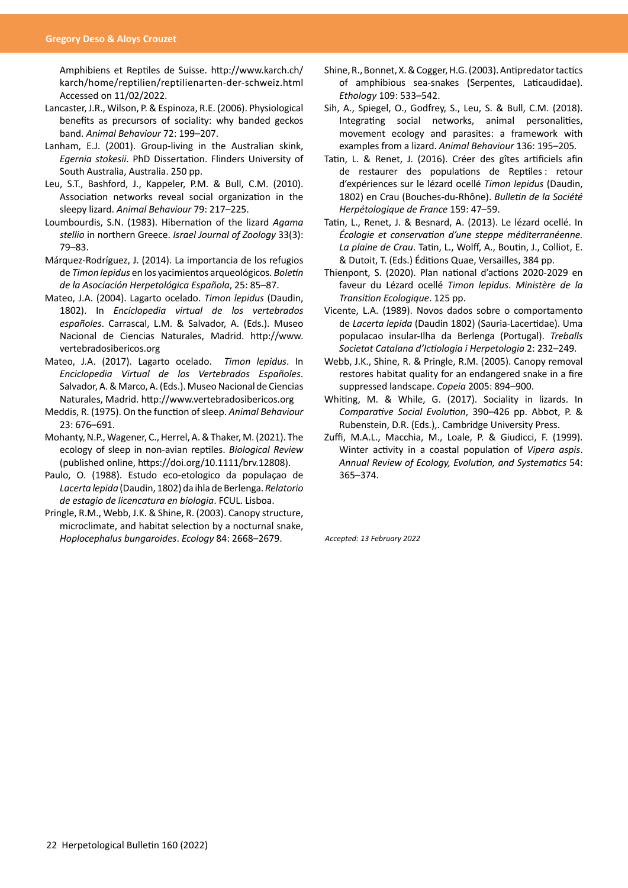Amphibiens et Reptiles de Suisse. http://www.karch.ch/karch/home/reptilien/reptilienarten-der-schweiz.html Accessed on 11/02/2022.

Lancaster, J.R., Wilson, P. & Espinoza, R.E. (2006). Physiological benefits as precursors of sociality: why banded geckos band. *Animal Behaviour* 72: 199–207.

Lanham, E.J. (2001). Group-living in the Australian skink, *Egernia stokesii*. PhD Dissertation. Flinders University of South Australia, Australia. 250 pp.

Leu, S.T., Bashford, J., Kappeler, P.M. & Bull, C.M. (2010). Association networks reveal social organization in the sleepy lizard. *Animal Behaviour* 79: 217–225.

Loumbourdis, S.N. (1983). Hibernation of the lizard *Agama stellio* in northern Greece. *Israel Journal of Zoology* 33(3): 79–83.

Márquez-Rodríguez, J. (2014). La importancia de los refugios de *Timon lepidus* en los yacimientos arqueológicos. *Boletín de la Asociación Herpetológica Española*, 25: 85–87.

Mateo, J.A. (2004). Lagarto ocelado. *Timon lepidus* (Daudin, 1802). In *Enciclopedia virtual de los vertebrados españoles*. Carrascal, L.M. & Salvador, A. (Eds.). Museo Nacional de Ciencias Naturales, Madrid. http://www.vertebradosibericos.org

Mateo, J.A. (2017). Lagarto ocelado. *Timon lepidus*. In *Enciclopedia Virtual de los Vertebrados Españoles*. Salvador, A. & Marco, A. (Eds.). Museo Nacional de Ciencias Naturales, Madrid. http://www.vertebradosibericos.org

Meddis, R. (1975). On the function of sleep. *Animal Behaviour* 23: 676–691.

Mohanty, N.P., Wagener, C., Herrel, A. & Thaker, M. (2021). The ecology of sleep in non-avian reptiles. *Biological Review* (published online, https://doi.org/10.1111/brv.12808).

Paulo, O. (1988). Estudo eco-etologico da populaçao de *Lacerta lepida* (Daudin, 1802) da ihla de Berlenga. *Relatorio de estagio de licencatura en biologia*. FCUL. Lisboa.

Pringle, R.M., Webb, J.K. & Shine, R. (2003). Canopy structure, microclimate, and habitat selection by a nocturnal snake, *Hoplocephalus bungaroides*. *Ecology* 84: 2668–2679.

Shine, R., Bonnet, X. & Cogger, H.G. (2003). Antipredator tactics of amphibious sea-snakes (Serpentes, Laticaudidae). *Ethology* 109: 533–542.

Sih, A., Spiegel, O., Godfrey, S., Leu, S. & Bull, C.M. (2018). Integrating social networks, animal personalities, movement ecology and parasites: a framework with examples from a lizard. *Animal Behaviour* 136: 195–205.

Tatin, L. & Renet, J. (2016). Créer des gîtes artificiels afin de restaurer des populations de Reptiles : retour d'expériences sur le lézard ocellé *Timon lepidus* (Daudin, 1802) en Crau (Bouches-du-Rhône). *Bulletin de la Société Herpétologique de France* 159: 47–59.

Tatin, L., Renet, J. & Besnard, A. (2013). Le lézard ocellé. In *Écologie et conservation d'une steppe méditerranéenne. La plaine de Crau*. Tatin, L., Wolff, A., Boutin, J., Colliot, E. & Dutoit, T. (Eds.) Éditions Quae, Versailles, 384 pp.

Thienpont, S. (2020). Plan national d'actions 2020-2029 en faveur du Lézard ocellé *Timon lepidus*. *Ministère de la Transition Ecologique*. 125 pp.

Vicente, L.A. (1989). Novos dados sobre o comportamento de *Lacerta lepida* (Daudin 1802) (Sauria-Lacertidae). Uma populacao insular-Ilha da Berlenga (Portugal). *Treballs Societat Catalana d'Ictiologia i Herpetologia* 2: 232–249.

Webb, J.K., Shine, R. & Pringle, R.M. (2005). Canopy removal restores habitat quality for an endangered snake in a fire suppressed landscape. *Copeia* 2005: 894–900.

Whiting, M. & While, G. (2017). Sociality in lizards. In *Comparative Social Evolution*, 390–426 pp. Abbot, P. & Rubenstein, D.R. (Eds.),. Cambridge University Press.

Zuffi, M.A.L., Macchia, M., Loale, P. & Giudicci, F. (1999). Winter activity in a coastal population of *Vipera aspis*. *Annual Review of Ecology, Evolution, and Systematics* 54: 365–374.

*Accepted: 13 February 2022*